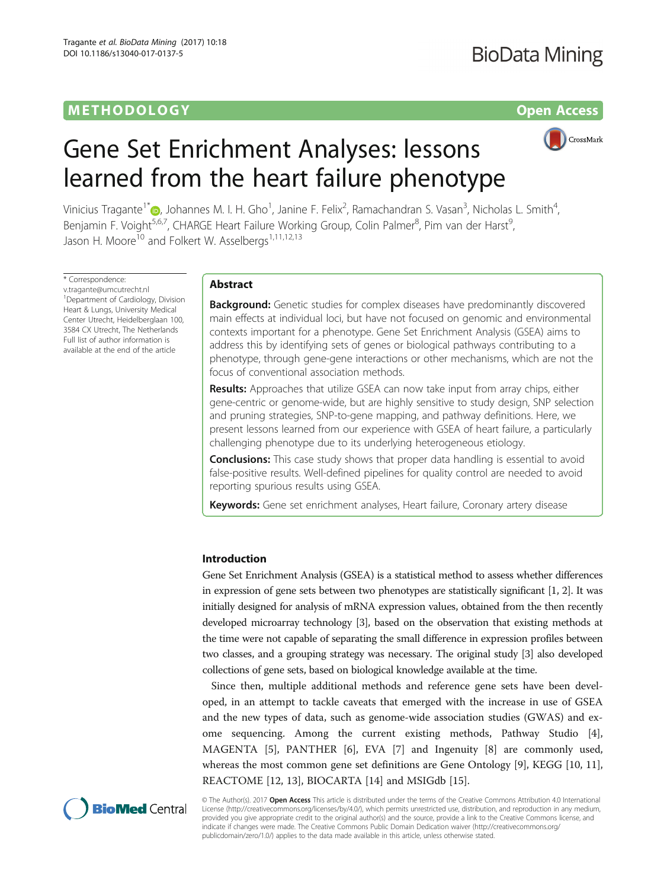METHODOLOGY **Open Access**

# Gene Set Enrichment Analyses: lessons learned from the heart failure phenotype

Vinicius Tragante[1*], Johannes M. I. H. Gho[1], Janine F. Felix[2], Ramachandran S. Vasan[3], Nicholas L. Smith[4], Benjamin F. Voight[5,6,7], CHARGE Heart Failure Working Group, Colin Palmer[8], Pim van der Harst[9], Jason H. Moore[10] and Folkert W. Asselbergs[1,11,12,13]

\* Correspondence: v.tragante@umcutrecht.nl
[1]Department of Cardiology, Division Heart & Lungs, University Medical Center Utrecht, Heidelberglaan 100, 3584 CX Utrecht, The Netherlands
Full list of author information is available at the end of the article

## Abstract

**Background:** Genetic studies for complex diseases have predominantly discovered main effects at individual loci, but have not focused on genomic and environmental contexts important for a phenotype. Gene Set Enrichment Analysis (GSEA) aims to address this by identifying sets of genes or biological pathways contributing to a phenotype, through gene-gene interactions or other mechanisms, which are not the focus of conventional association methods.

**Results:** Approaches that utilize GSEA can now take input from array chips, either gene-centric or genome-wide, but are highly sensitive to study design, SNP selection and pruning strategies, SNP-to-gene mapping, and pathway definitions. Here, we present lessons learned from our experience with GSEA of heart failure, a particularly challenging phenotype due to its underlying heterogeneous etiology.

**Conclusions:** This case study shows that proper data handling is essential to avoid false-positive results. Well-defined pipelines for quality control are needed to avoid reporting spurious results using GSEA.

**Keywords:** Gene set enrichment analyses, Heart failure, Coronary artery disease

## Introduction

Gene Set Enrichment Analysis (GSEA) is a statistical method to assess whether differences in expression of gene sets between two phenotypes are statistically significant [1, 2]. It was initially designed for analysis of mRNA expression values, obtained from the then recently developed microarray technology [3], based on the observation that existing methods at the time were not capable of separating the small difference in expression profiles between two classes, and a grouping strategy was necessary. The original study [3] also developed collections of gene sets, based on biological knowledge available at the time.

Since then, multiple additional methods and reference gene sets have been developed, in an attempt to tackle caveats that emerged with the increase in use of GSEA and the new types of data, such as genome-wide association studies (GWAS) and exome sequencing. Among the current existing methods, Pathway Studio [4], MAGENTA [5], PANTHER [6], EVA [7] and Ingenuity [8] are commonly used, whereas the most common gene set definitions are Gene Ontology [9], KEGG [10, 11], REACTOME [12, 13], BIOCARTA [14] and MSIGdb [15].

© The Author(s). 2017 **Open Access** This article is distributed under the terms of the Creative Commons Attribution 4.0 International License (http://creativecommons.org/licenses/by/4.0/), which permits unrestricted use, distribution, and reproduction in any medium, provided you give appropriate credit to the original author(s) and the source, provide a link to the Creative Commons license, and indicate if changes were made. The Creative Commons Public Domain Dedication waiver (http://creativecommons.org/publicdomain/zero/1.0/) applies to the data made available in this article, unless otherwise stated.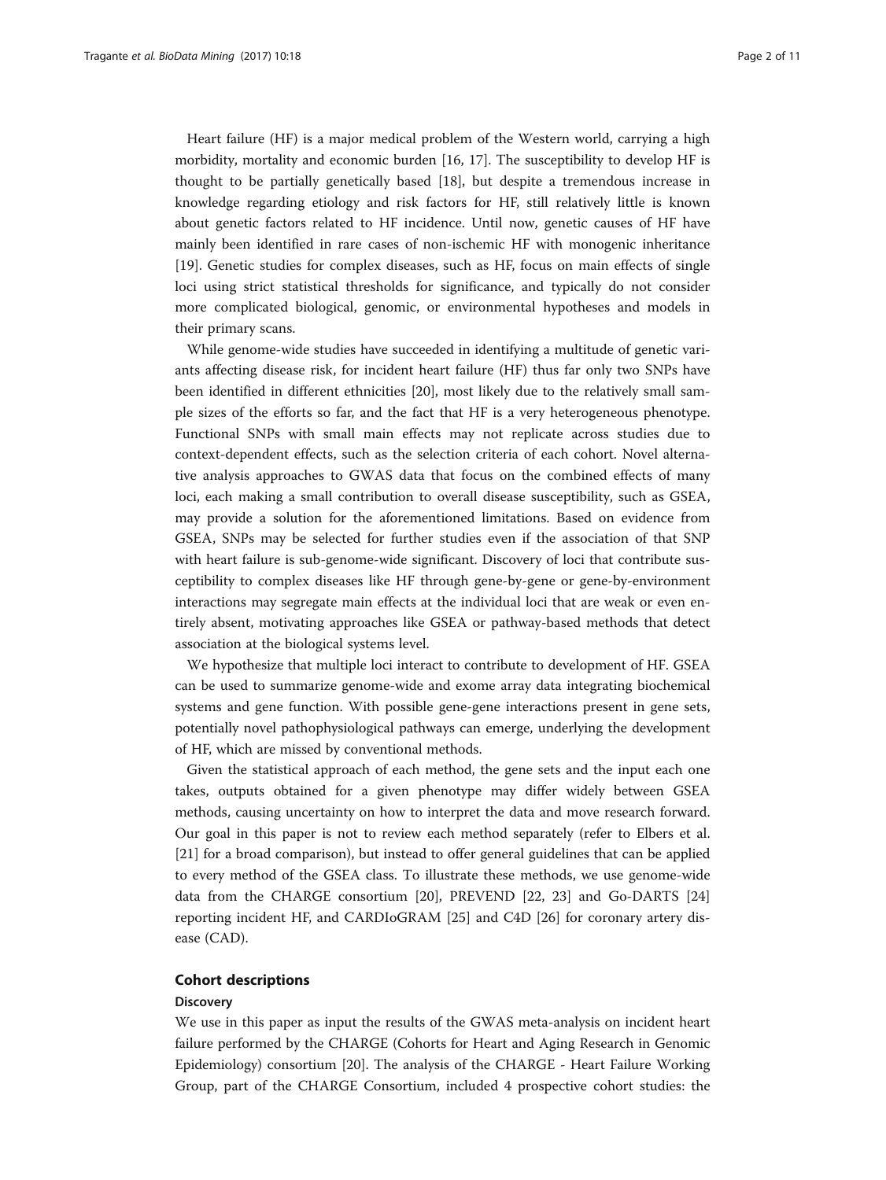Heart failure (HF) is a major medical problem of the Western world, carrying a high morbidity, mortality and economic burden [16, 17]. The susceptibility to develop HF is thought to be partially genetically based [18], but despite a tremendous increase in knowledge regarding etiology and risk factors for HF, still relatively little is known about genetic factors related to HF incidence. Until now, genetic causes of HF have mainly been identified in rare cases of non-ischemic HF with monogenic inheritance [19]. Genetic studies for complex diseases, such as HF, focus on main effects of single loci using strict statistical thresholds for significance, and typically do not consider more complicated biological, genomic, or environmental hypotheses and models in their primary scans.

While genome-wide studies have succeeded in identifying a multitude of genetic variants affecting disease risk, for incident heart failure (HF) thus far only two SNPs have been identified in different ethnicities [20], most likely due to the relatively small sample sizes of the efforts so far, and the fact that HF is a very heterogeneous phenotype. Functional SNPs with small main effects may not replicate across studies due to context-dependent effects, such as the selection criteria of each cohort. Novel alternative analysis approaches to GWAS data that focus on the combined effects of many loci, each making a small contribution to overall disease susceptibility, such as GSEA, may provide a solution for the aforementioned limitations. Based on evidence from GSEA, SNPs may be selected for further studies even if the association of that SNP with heart failure is sub-genome-wide significant. Discovery of loci that contribute susceptibility to complex diseases like HF through gene-by-gene or gene-by-environment interactions may segregate main effects at the individual loci that are weak or even entirely absent, motivating approaches like GSEA or pathway-based methods that detect association at the biological systems level.

We hypothesize that multiple loci interact to contribute to development of HF. GSEA can be used to summarize genome-wide and exome array data integrating biochemical systems and gene function. With possible gene-gene interactions present in gene sets, potentially novel pathophysiological pathways can emerge, underlying the development of HF, which are missed by conventional methods.

Given the statistical approach of each method, the gene sets and the input each one takes, outputs obtained for a given phenotype may differ widely between GSEA methods, causing uncertainty on how to interpret the data and move research forward. Our goal in this paper is not to review each method separately (refer to Elbers et al. [21] for a broad comparison), but instead to offer general guidelines that can be applied to every method of the GSEA class. To illustrate these methods, we use genome-wide data from the CHARGE consortium [20], PREVEND [22, 23] and Go-DARTS [24] reporting incident HF, and CARDIoGRAM [25] and C4D [26] for coronary artery disease (CAD).

## Cohort descriptions

### Discovery

We use in this paper as input the results of the GWAS meta-analysis on incident heart failure performed by the CHARGE (Cohorts for Heart and Aging Research in Genomic Epidemiology) consortium [20]. The analysis of the CHARGE - Heart Failure Working Group, part of the CHARGE Consortium, included 4 prospective cohort studies: the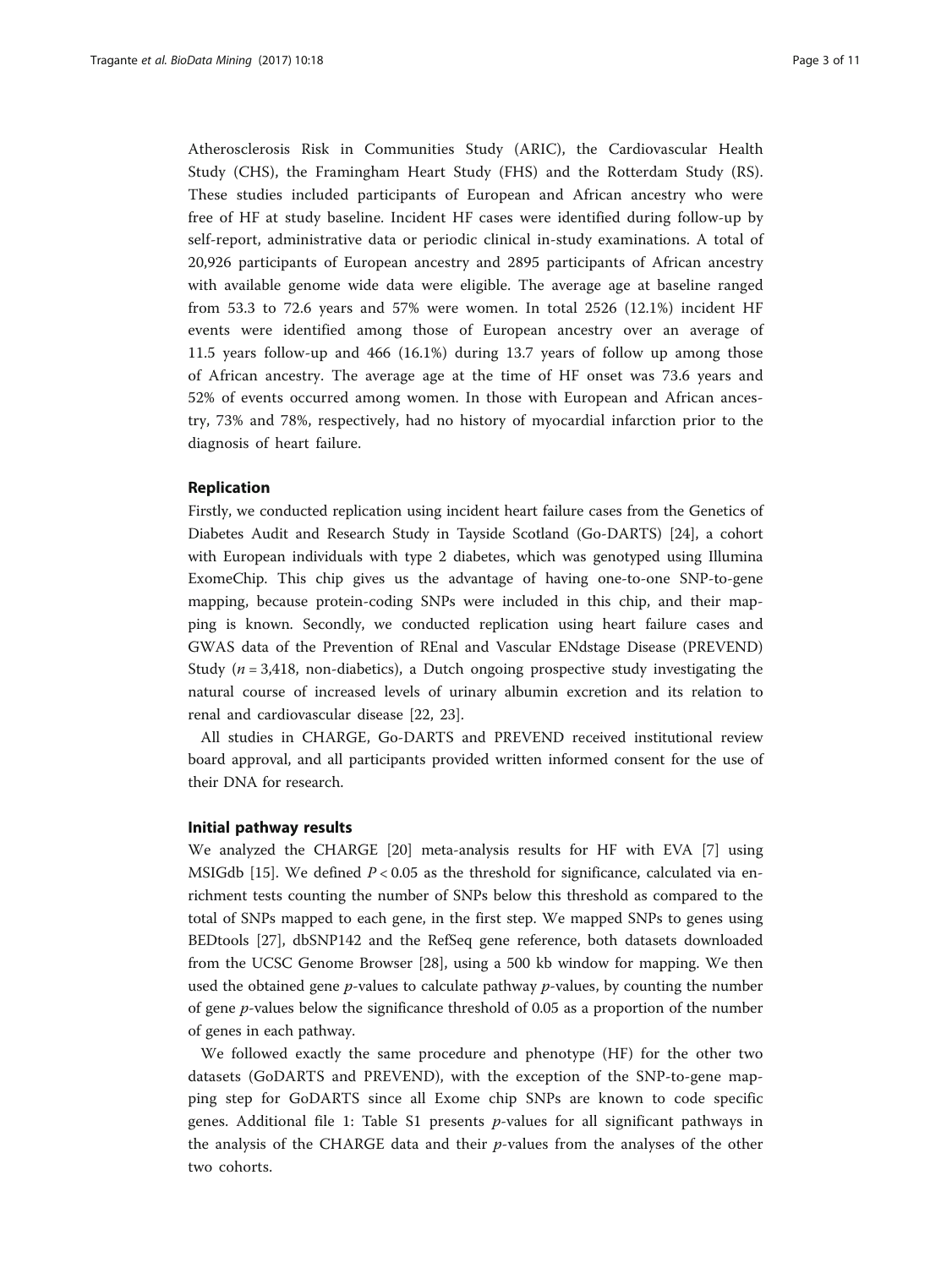Atherosclerosis Risk in Communities Study (ARIC), the Cardiovascular Health Study (CHS), the Framingham Heart Study (FHS) and the Rotterdam Study (RS). These studies included participants of European and African ancestry who were free of HF at study baseline. Incident HF cases were identified during follow-up by self-report, administrative data or periodic clinical in-study examinations. A total of 20,926 participants of European ancestry and 2895 participants of African ancestry with available genome wide data were eligible. The average age at baseline ranged from 53.3 to 72.6 years and 57% were women. In total 2526 (12.1%) incident HF events were identified among those of European ancestry over an average of 11.5 years follow-up and 466 (16.1%) during 13.7 years of follow up among those of African ancestry. The average age at the time of HF onset was 73.6 years and 52% of events occurred among women. In those with European and African ancestry, 73% and 78%, respectively, had no history of myocardial infarction prior to the diagnosis of heart failure.

### Replication

Firstly, we conducted replication using incident heart failure cases from the Genetics of Diabetes Audit and Research Study in Tayside Scotland (Go-DARTS) [24], a cohort with European individuals with type 2 diabetes, which was genotyped using Illumina ExomeChip. This chip gives us the advantage of having one-to-one SNP-to-gene mapping, because protein-coding SNPs were included in this chip, and their mapping is known. Secondly, we conducted replication using heart failure cases and GWAS data of the Prevention of REnal and Vascular ENdstage Disease (PREVEND) Study ($n = 3,418$, non-diabetics), a Dutch ongoing prospective study investigating the natural course of increased levels of urinary albumin excretion and its relation to renal and cardiovascular disease [22, 23].

All studies in CHARGE, Go-DARTS and PREVEND received institutional review board approval, and all participants provided written informed consent for the use of their DNA for research.

### Initial pathway results

We analyzed the CHARGE [20] meta-analysis results for HF with EVA [7] using MSIGdb [15]. We defined $P < 0.05$ as the threshold for significance, calculated via enrichment tests counting the number of SNPs below this threshold as compared to the total of SNPs mapped to each gene, in the first step. We mapped SNPs to genes using BEDtools [27], dbSNP142 and the RefSeq gene reference, both datasets downloaded from the UCSC Genome Browser [28], using a 500 kb window for mapping. We then used the obtained gene *p*-values to calculate pathway *p*-values, by counting the number of gene *p*-values below the significance threshold of 0.05 as a proportion of the number of genes in each pathway.

We followed exactly the same procedure and phenotype (HF) for the other two datasets (GoDARTS and PREVEND), with the exception of the SNP-to-gene mapping step for GoDARTS since all Exome chip SNPs are known to code specific genes. Additional file 1: Table S1 presents *p*-values for all significant pathways in the analysis of the CHARGE data and their *p*-values from the analyses of the other two cohorts.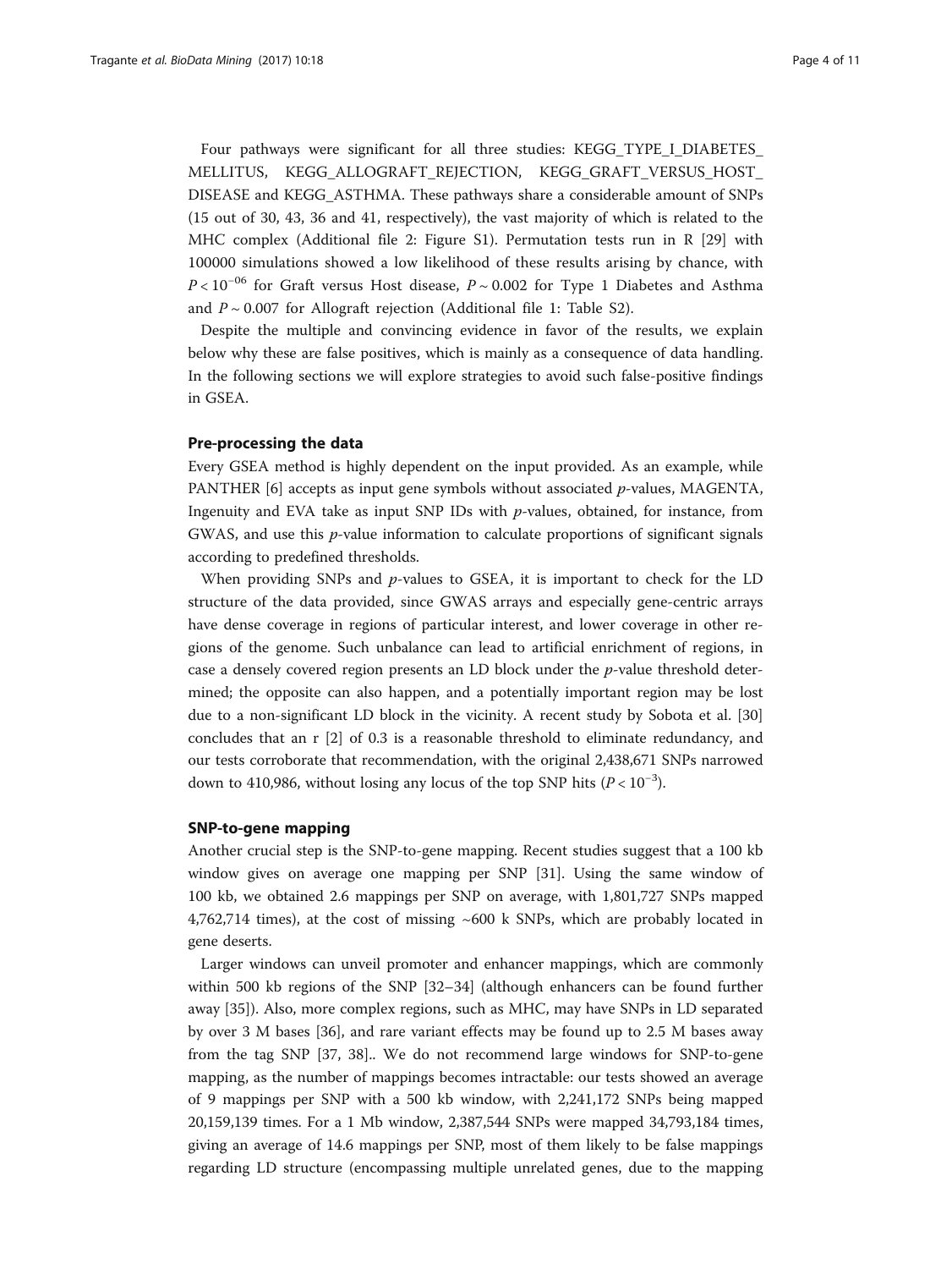Four pathways were significant for all three studies: KEGG_TYPE_I_DIABETES_MELLITUS, KEGG_ALLOGRAFT_REJECTION, KEGG_GRAFT_VERSUS_HOST_DISEASE and KEGG_ASTHMA. These pathways share a considerable amount of SNPs (15 out of 30, 43, 36 and 41, respectively), the vast majority of which is related to the MHC complex (Additional file 2: Figure S1). Permutation tests run in R [29] with 100000 simulations showed a low likelihood of these results arising by chance, with $P < 10^{-06}$ for Graft versus Host disease, $P \sim 0.002$ for Type 1 Diabetes and Asthma and $P \sim 0.007$ for Allograft rejection (Additional file 1: Table S2).

Despite the multiple and convincing evidence in favor of the results, we explain below why these are false positives, which is mainly as a consequence of data handling. In the following sections we will explore strategies to avoid such false-positive findings in GSEA.

## Pre-processing the data

Every GSEA method is highly dependent on the input provided. As an example, while PANTHER [6] accepts as input gene symbols without associated *p*-values, MAGENTA, Ingenuity and EVA take as input SNP IDs with *p*-values, obtained, for instance, from GWAS, and use this *p*-value information to calculate proportions of significant signals according to predefined thresholds.

When providing SNPs and *p*-values to GSEA, it is important to check for the LD structure of the data provided, since GWAS arrays and especially gene-centric arrays have dense coverage in regions of particular interest, and lower coverage in other regions of the genome. Such unbalance can lead to artificial enrichment of regions, in case a densely covered region presents an LD block under the *p*-value threshold determined; the opposite can also happen, and a potentially important region may be lost due to a non-significant LD block in the vicinity. A recent study by Sobota et al. [30] concludes that an r [2] of 0.3 is a reasonable threshold to eliminate redundancy, and our tests corroborate that recommendation, with the original 2,438,671 SNPs narrowed down to 410,986, without losing any locus of the top SNP hits ($P < 10^{-3}$).

## SNP-to-gene mapping

Another crucial step is the SNP-to-gene mapping. Recent studies suggest that a 100 kb window gives on average one mapping per SNP [31]. Using the same window of 100 kb, we obtained 2.6 mappings per SNP on average, with 1,801,727 SNPs mapped 4,762,714 times), at the cost of missing ~600 k SNPs, which are probably located in gene deserts.

Larger windows can unveil promoter and enhancer mappings, which are commonly within 500 kb regions of the SNP [32–34] (although enhancers can be found further away [35]). Also, more complex regions, such as MHC, may have SNPs in LD separated by over 3 M bases [36], and rare variant effects may be found up to 2.5 M bases away from the tag SNP [37, 38].. We do not recommend large windows for SNP-to-gene mapping, as the number of mappings becomes intractable: our tests showed an average of 9 mappings per SNP with a 500 kb window, with 2,241,172 SNPs being mapped 20,159,139 times. For a 1 Mb window, 2,387,544 SNPs were mapped 34,793,184 times, giving an average of 14.6 mappings per SNP, most of them likely to be false mappings regarding LD structure (encompassing multiple unrelated genes, due to the mapping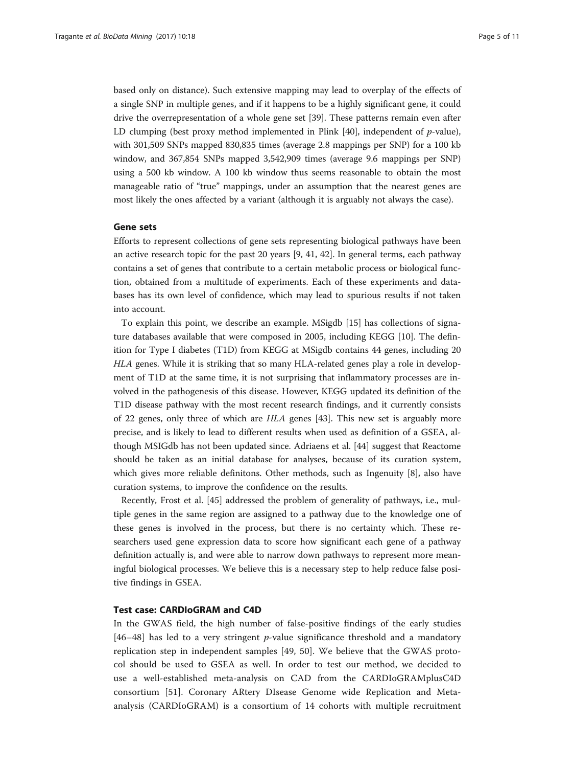based only on distance). Such extensive mapping may lead to overplay of the effects of a single SNP in multiple genes, and if it happens to be a highly significant gene, it could drive the overrepresentation of a whole gene set [39]. These patterns remain even after LD clumping (best proxy method implemented in Plink [40], independent of *p*-value), with 301,509 SNPs mapped 830,835 times (average 2.8 mappings per SNP) for a 100 kb window, and 367,854 SNPs mapped 3,542,909 times (average 9.6 mappings per SNP) using a 500 kb window. A 100 kb window thus seems reasonable to obtain the most manageable ratio of "true" mappings, under an assumption that the nearest genes are most likely the ones affected by a variant (although it is arguably not always the case).

## Gene sets

Efforts to represent collections of gene sets representing biological pathways have been an active research topic for the past 20 years [9, 41, 42]. In general terms, each pathway contains a set of genes that contribute to a certain metabolic process or biological function, obtained from a multitude of experiments. Each of these experiments and databases has its own level of confidence, which may lead to spurious results if not taken into account.

To explain this point, we describe an example. MSigdb [15] has collections of signature databases available that were composed in 2005, including KEGG [10]. The definition for Type I diabetes (T1D) from KEGG at MSigdb contains 44 genes, including 20 *HLA* genes. While it is striking that so many HLA-related genes play a role in development of T1D at the same time, it is not surprising that inflammatory processes are involved in the pathogenesis of this disease. However, KEGG updated its definition of the T1D disease pathway with the most recent research findings, and it currently consists of 22 genes, only three of which are *HLA* genes [43]. This new set is arguably more precise, and is likely to lead to different results when used as definition of a GSEA, although MSIGdb has not been updated since. Adriaens et al. [44] suggest that Reactome should be taken as an initial database for analyses, because of its curation system, which gives more reliable definitons. Other methods, such as Ingenuity [8], also have curation systems, to improve the confidence on the results.

Recently, Frost et al. [45] addressed the problem of generality of pathways, i.e., multiple genes in the same region are assigned to a pathway due to the knowledge one of these genes is involved in the process, but there is no certainty which. These researchers used gene expression data to score how significant each gene of a pathway definition actually is, and were able to narrow down pathways to represent more meaningful biological processes. We believe this is a necessary step to help reduce false positive findings in GSEA.

## Test case: CARDIoGRAM and C4D

In the GWAS field, the high number of false-positive findings of the early studies [46–48] has led to a very stringent *p*-value significance threshold and a mandatory replication step in independent samples [49, 50]. We believe that the GWAS protocol should be used to GSEA as well. In order to test our method, we decided to use a well-established meta-analysis on CAD from the CARDIoGRAMplusC4D consortium [51]. Coronary ARtery DIsease Genome wide Replication and Meta-analysis (CARDIoGRAM) is a consortium of 14 cohorts with multiple recruitment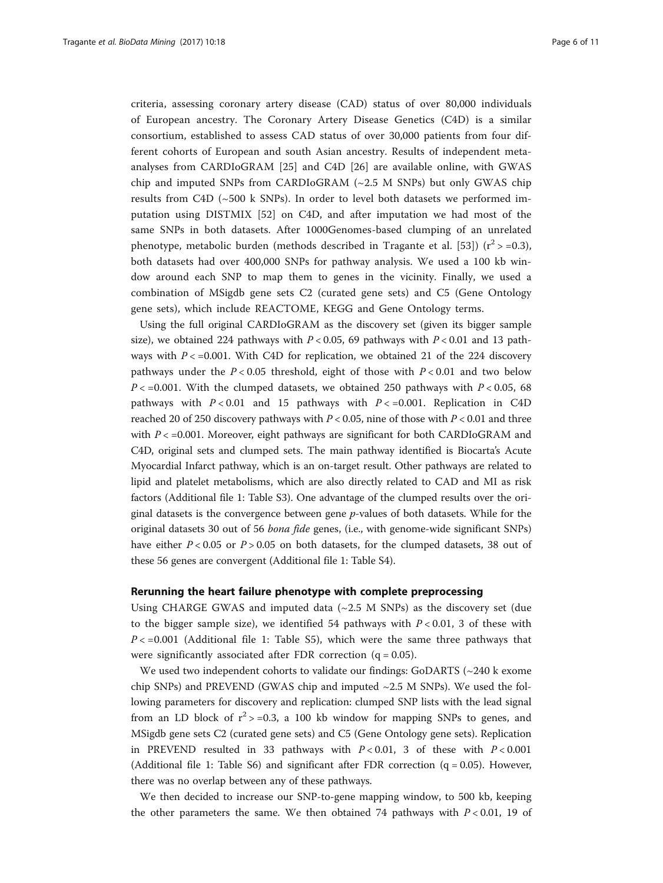criteria, assessing coronary artery disease (CAD) status of over 80,000 individuals of European ancestry. The Coronary Artery Disease Genetics (C4D) is a similar consortium, established to assess CAD status of over 30,000 patients from four different cohorts of European and south Asian ancestry. Results of independent meta-analyses from CARDIoGRAM [25] and C4D [26] are available online, with GWAS chip and imputed SNPs from CARDIoGRAM (~2.5 M SNPs) but only GWAS chip results from C4D (~500 k SNPs). In order to level both datasets we performed imputation using DISTMIX [52] on C4D, and after imputation we had most of the same SNPs in both datasets. After 1000Genomes-based clumping of an unrelated phenotype, metabolic burden (methods described in Tragante et al. [53]) ($r^2 > =0.3$), both datasets had over 400,000 SNPs for pathway analysis. We used a 100 kb window around each SNP to map them to genes in the vicinity. Finally, we used a combination of MSigdb gene sets C2 (curated gene sets) and C5 (Gene Ontology gene sets), which include REACTOME, KEGG and Gene Ontology terms.

Using the full original CARDIoGRAM as the discovery set (given its bigger sample size), we obtained 224 pathways with $P < 0.05$, 69 pathways with $P < 0.01$ and 13 pathways with $P < =0.001$. With C4D for replication, we obtained 21 of the 224 discovery pathways under the $P < 0.05$ threshold, eight of those with $P < 0.01$ and two below $P < =0.001$. With the clumped datasets, we obtained 250 pathways with $P < 0.05$, 68 pathways with $P < 0.01$ and 15 pathways with $P < =0.001$. Replication in C4D reached 20 of 250 discovery pathways with $P < 0.05$, nine of those with $P < 0.01$ and three with $P < =0.001$. Moreover, eight pathways are significant for both CARDIoGRAM and C4D, original sets and clumped sets. The main pathway identified is Biocarta's Acute Myocardial Infarct pathway, which is an on-target result. Other pathways are related to lipid and platelet metabolisms, which are also directly related to CAD and MI as risk factors (Additional file 1: Table S3). One advantage of the clumped results over the original datasets is the convergence between gene *p*-values of both datasets. While for the original datasets 30 out of 56 *bona fide* genes, (i.e., with genome-wide significant SNPs) have either $P < 0.05$ or $P > 0.05$ on both datasets, for the clumped datasets, 38 out of these 56 genes are convergent (Additional file 1: Table S4).

### Rerunning the heart failure phenotype with complete preprocessing

Using CHARGE GWAS and imputed data (~2.5 M SNPs) as the discovery set (due to the bigger sample size), we identified 54 pathways with $P < 0.01$, 3 of these with $P < =0.001$ (Additional file 1: Table S5), which were the same three pathways that were significantly associated after FDR correction (q = 0.05).

We used two independent cohorts to validate our findings: GoDARTS (~240 k exome chip SNPs) and PREVEND (GWAS chip and imputed ~2.5 M SNPs). We used the following parameters for discovery and replication: clumped SNP lists with the lead signal from an LD block of $r^2 > =0.3$, a 100 kb window for mapping SNPs to genes, and MSigdb gene sets C2 (curated gene sets) and C5 (Gene Ontology gene sets). Replication in PREVEND resulted in 33 pathways with $P < 0.01$, 3 of these with $P < 0.001$ (Additional file 1: Table S6) and significant after FDR correction (q = 0.05). However, there was no overlap between any of these pathways.

We then decided to increase our SNP-to-gene mapping window, to 500 kb, keeping the other parameters the same. We then obtained 74 pathways with $P < 0.01$, 19 of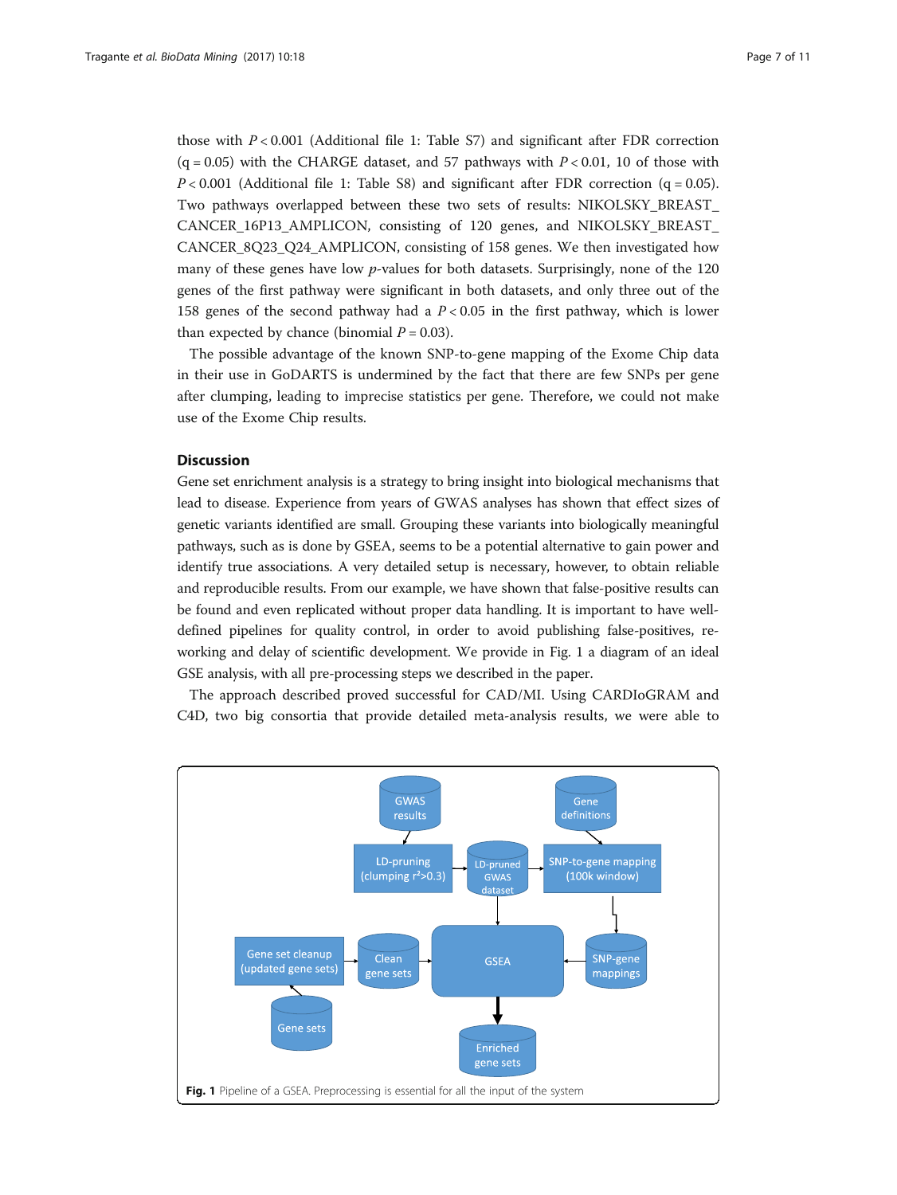those with $P < 0.001$ (Additional file 1: Table S7) and significant after FDR correction (q = 0.05) with the CHARGE dataset, and 57 pathways with $P < 0.01$, 10 of those with $P < 0.001$ (Additional file 1: Table S8) and significant after FDR correction (q = 0.05). Two pathways overlapped between these two sets of results: NIKOLSKY_BREAST_CANCER_16P13_AMPLICON, consisting of 120 genes, and NIKOLSKY_BREAST_CANCER_8Q23_Q24_AMPLICON, consisting of 158 genes. We then investigated how many of these genes have low *p*-values for both datasets. Surprisingly, none of the 120 genes of the first pathway were significant in both datasets, and only three out of the 158 genes of the second pathway had a $P < 0.05$ in the first pathway, which is lower than expected by chance (binomial $P = 0.03$).

The possible advantage of the known SNP-to-gene mapping of the Exome Chip data in their use in GoDARTS is undermined by the fact that there are few SNPs per gene after clumping, leading to imprecise statistics per gene. Therefore, we could not make use of the Exome Chip results.

## Discussion

Gene set enrichment analysis is a strategy to bring insight into biological mechanisms that lead to disease. Experience from years of GWAS analyses has shown that effect sizes of genetic variants identified are small. Grouping these variants into biologically meaningful pathways, such as is done by GSEA, seems to be a potential alternative to gain power and identify true associations. A very detailed setup is necessary, however, to obtain reliable and reproducible results. From our example, we have shown that false-positive results can be found and even replicated without proper data handling. It is important to have well-defined pipelines for quality control, in order to avoid publishing false-positives, re-working and delay of scientific development. We provide in Fig. 1 a diagram of an ideal GSE analysis, with all pre-processing steps we described in the paper.

The approach described proved successful for CAD/MI. Using CARDIoGRAM and C4D, two big consortia that provide detailed meta-analysis results, we were able to

**Fig. 1** Pipeline of a GSEA. Preprocessing is essential for all the input of the system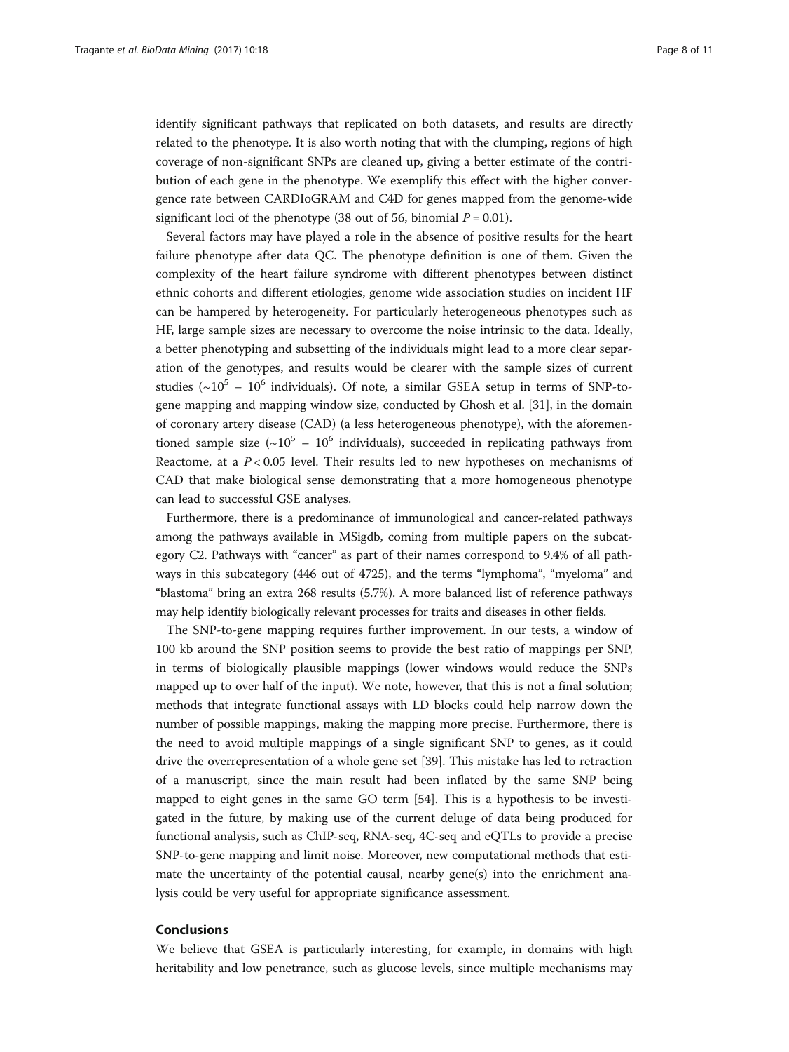identify significant pathways that replicated on both datasets, and results are directly related to the phenotype. It is also worth noting that with the clumping, regions of high coverage of non-significant SNPs are cleaned up, giving a better estimate of the contribution of each gene in the phenotype. We exemplify this effect with the higher convergence rate between CARDIoGRAM and C4D for genes mapped from the genome-wide significant loci of the phenotype (38 out of 56, binomial $P = 0.01$).

Several factors may have played a role in the absence of positive results for the heart failure phenotype after data QC. The phenotype definition is one of them. Given the complexity of the heart failure syndrome with different phenotypes between distinct ethnic cohorts and different etiologies, genome wide association studies on incident HF can be hampered by heterogeneity. For particularly heterogeneous phenotypes such as HF, large sample sizes are necessary to overcome the noise intrinsic to the data. Ideally, a better phenotyping and subsetting of the individuals might lead to a more clear separation of the genotypes, and results would be clearer with the sample sizes of current studies ($\sim 10^5$ – $10^6$ individuals). Of note, a similar GSEA setup in terms of SNP-to-gene mapping and mapping window size, conducted by Ghosh et al. [31], in the domain of coronary artery disease (CAD) (a less heterogeneous phenotype), with the aforementioned sample size ($\sim 10^5$ – $10^6$ individuals), succeeded in replicating pathways from Reactome, at a $P < 0.05$ level. Their results led to new hypotheses on mechanisms of CAD that make biological sense demonstrating that a more homogeneous phenotype can lead to successful GSE analyses.

Furthermore, there is a predominance of immunological and cancer-related pathways among the pathways available in MSigdb, coming from multiple papers on the subcategory C2. Pathways with "cancer" as part of their names correspond to 9.4% of all pathways in this subcategory (446 out of 4725), and the terms "lymphoma", "myeloma" and "blastoma" bring an extra 268 results (5.7%). A more balanced list of reference pathways may help identify biologically relevant processes for traits and diseases in other fields.

The SNP-to-gene mapping requires further improvement. In our tests, a window of 100 kb around the SNP position seems to provide the best ratio of mappings per SNP, in terms of biologically plausible mappings (lower windows would reduce the SNPs mapped up to over half of the input). We note, however, that this is not a final solution; methods that integrate functional assays with LD blocks could help narrow down the number of possible mappings, making the mapping more precise. Furthermore, there is the need to avoid multiple mappings of a single significant SNP to genes, as it could drive the overrepresentation of a whole gene set [39]. This mistake has led to retraction of a manuscript, since the main result had been inflated by the same SNP being mapped to eight genes in the same GO term [54]. This is a hypothesis to be investigated in the future, by making use of the current deluge of data being produced for functional analysis, such as ChIP-seq, RNA-seq, 4C-seq and eQTLs to provide a precise SNP-to-gene mapping and limit noise. Moreover, new computational methods that estimate the uncertainty of the potential causal, nearby gene(s) into the enrichment analysis could be very useful for appropriate significance assessment.

## Conclusions

We believe that GSEA is particularly interesting, for example, in domains with high heritability and low penetrance, such as glucose levels, since multiple mechanisms may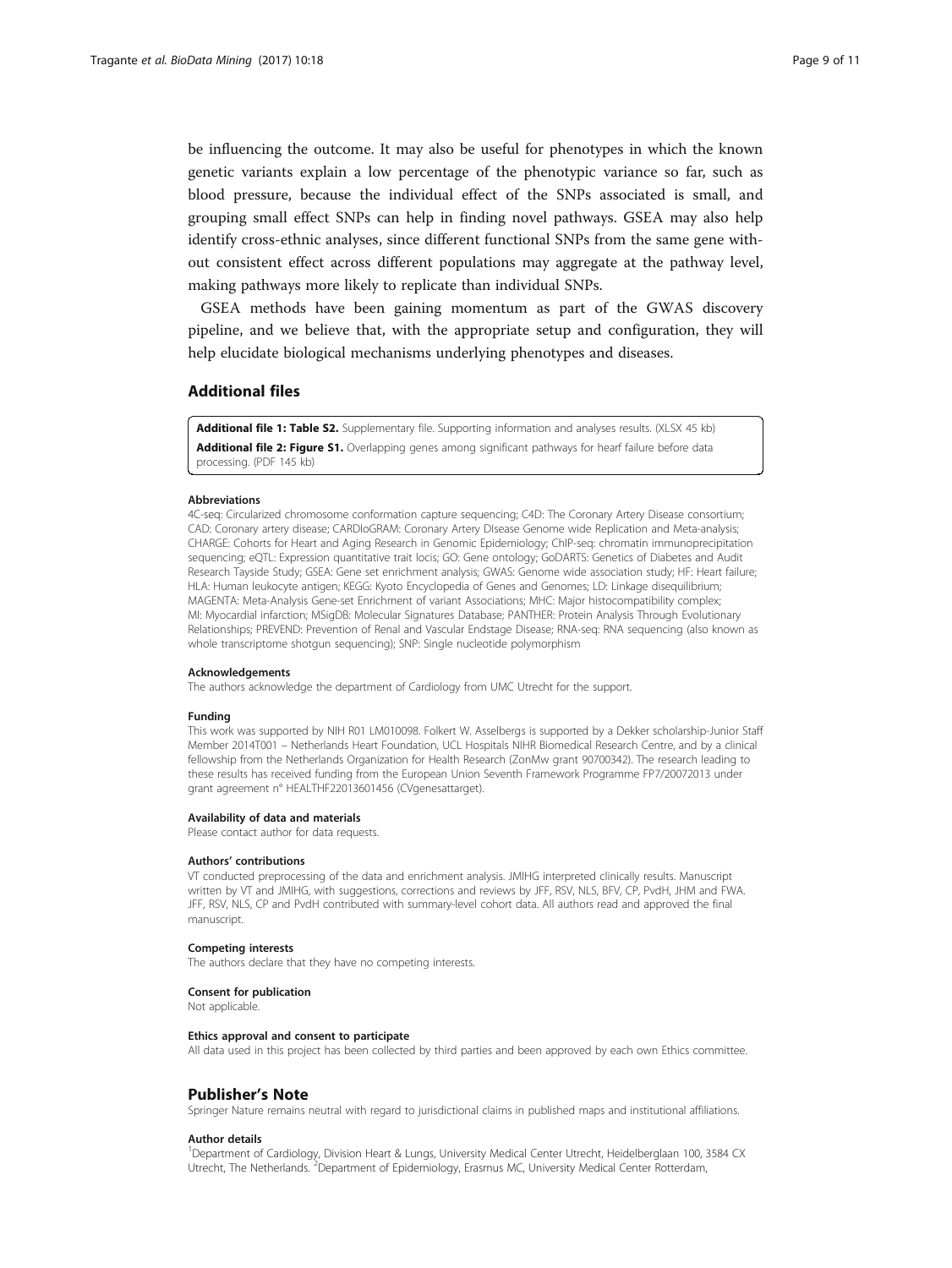be influencing the outcome. It may also be useful for phenotypes in which the known genetic variants explain a low percentage of the phenotypic variance so far, such as blood pressure, because the individual effect of the SNPs associated is small, and grouping small effect SNPs can help in finding novel pathways. GSEA may also help identify cross-ethnic analyses, since different functional SNPs from the same gene without consistent effect across different populations may aggregate at the pathway level, making pathways more likely to replicate than individual SNPs.

GSEA methods have been gaining momentum as part of the GWAS discovery pipeline, and we believe that, with the appropriate setup and configuration, they will help elucidate biological mechanisms underlying phenotypes and diseases.

## Additional files

**Additional file 1: Table S2.** Supplementary file. Supporting information and analyses results. (XLSX 45 kb)

**Additional file 2: Figure S1.** Overlapping genes among significant pathways for hearf failure before data processing. (PDF 145 kb)

#### Abbreviations

4C-seq: Circularized chromosome conformation capture sequencing; C4D: The Coronary Artery Disease consortium; CAD: Coronary artery disease; CARDIoGRAM: Coronary Artery DIsease Genome wide Replication and Meta-analysis; CHARGE: Cohorts for Heart and Aging Research in Genomic Epidemiology; ChIP-seq: chromatin immunoprecipitation sequencing; eQTL: Expression quantitative trait locis; GO: Gene ontology; GoDARTS: Genetics of Diabetes and Audit Research Tayside Study; GSEA: Gene set enrichment analysis; GWAS: Genome wide association study; HF: Heart failure; HLA: Human leukocyte antigen; KEGG: Kyoto Encyclopedia of Genes and Genomes; LD: Linkage disequilibrium; MAGENTA: Meta-Analysis Gene-set Enrichment of variant Associations; MHC: Major histocompatibility complex; MI: Myocardial infarction; MSigDB: Molecular Signatures Database; PANTHER: Protein Analysis Through Evolutionary Relationships; PREVEND: Prevention of Renal and Vascular Endstage Disease; RNA-seq: RNA sequencing (also known as whole transcriptome shotgun sequencing); SNP: Single nucleotide polymorphism

#### Acknowledgements

The authors acknowledge the department of Cardiology from UMC Utrecht for the support.

#### Funding

This work was supported by NIH R01 LM010098. Folkert W. Asselbergs is supported by a Dekker scholarship-Junior Staff Member 2014T001 – Netherlands Heart Foundation, UCL Hospitals NIHR Biomedical Research Centre, and by a clinical fellowship from the Netherlands Organization for Health Research (ZonMw grant 90700342). The research leading to these results has received funding from the European Union Seventh Framework Programme FP7/20072013 under grant agreement n° HEALTHF22013601456 (CVgenesattarget).

#### Availability of data and materials

Please contact author for data requests.

#### Authors' contributions

VT conducted preprocessing of the data and enrichment analysis. JMIHG interpreted clinically results. Manuscript written by VT and JMIHG, with suggestions, corrections and reviews by JFF, RSV, NLS, BFV, CP, PvdH, JHM and FWA. JFF, RSV, NLS, CP and PvdH contributed with summary-level cohort data. All authors read and approved the final manuscript.

#### Competing interests

The authors declare that they have no competing interests.

#### Consent for publication

Not applicable.

#### Ethics approval and consent to participate

All data used in this project has been collected by third parties and been approved by each own Ethics committee.

## Publisher's Note

Springer Nature remains neutral with regard to jurisdictional claims in published maps and institutional affiliations.

#### Author details

[1]Department of Cardiology, Division Heart & Lungs, University Medical Center Utrecht, Heidelberglaan 100, 3584 CX Utrecht, The Netherlands. [2]Department of Epidemiology, Erasmus MC, University Medical Center Rotterdam,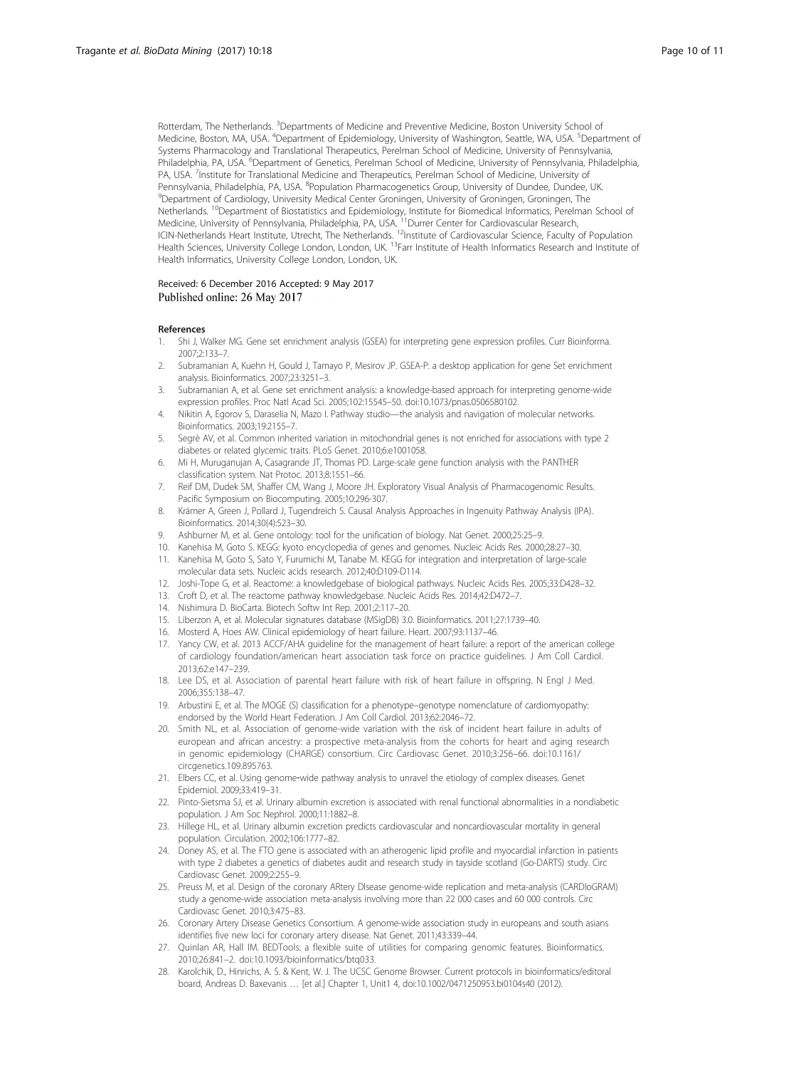Rotterdam, The Netherlands. [3]Departments of Medicine and Preventive Medicine, Boston University School of Medicine, Boston, MA, USA. [4]Department of Epidemiology, University of Washington, Seattle, WA, USA. [5]Department of Systems Pharmacology and Translational Therapeutics, Perelman School of Medicine, University of Pennsylvania, Philadelphia, PA, USA. [6]Department of Genetics, Perelman School of Medicine, University of Pennsylvania, Philadelphia, PA, USA. [7]Institute for Translational Medicine and Therapeutics, Perelman School of Medicine, University of Pennsylvania, Philadelphia, PA, USA. [8]Population Pharmacogenetics Group, University of Dundee, Dundee, UK. [9]Department of Cardiology, University Medical Center Groningen, University of Groningen, Groningen, The Netherlands. [10]Department of Biostatistics and Epidemiology, Institute for Biomedical Informatics, Perelman School of Medicine, University of Pennsylvania, Philadelphia, PA, USA. [11]Durrer Center for Cardiovascular Research, ICIN-Netherlands Heart Institute, Utrecht, The Netherlands. [12]Institute of Cardiovascular Science, Faculty of Population Health Sciences, University College London, London, UK. [13]Farr Institute of Health Informatics Research and Institute of Health Informatics, University College London, London, UK.

Received: 6 December 2016 Accepted: 9 May 2017
Published online: 26 May 2017

## References

1. Shi J, Walker MG. Gene set enrichment analysis (GSEA) for interpreting gene expression profiles. Curr Bioinforma. 2007;2:133–7.
2. Subramanian A, Kuehn H, Gould J, Tamayo P, Mesirov JP. GSEA-P: a desktop application for gene Set enrichment analysis. Bioinformatics. 2007;23:3251–3.
3. Subramanian A, et al. Gene set enrichment analysis: a knowledge-based approach for interpreting genome-wide expression profiles. Proc Natl Acad Sci. 2005;102:15545–50. doi:10.1073/pnas.0506580102.
4. Nikitin A, Egorov S, Daraselia N, Mazo I. Pathway studio—the analysis and navigation of molecular networks. Bioinformatics. 2003;19:2155–7.
5. Segrè AV, et al. Common inherited variation in mitochondrial genes is not enriched for associations with type 2 diabetes or related glycemic traits. PLoS Genet. 2010;6:e1001058.
6. Mi H, Muruganujan A, Casagrande JT, Thomas PD. Large-scale gene function analysis with the PANTHER classification system. Nat Protoc. 2013;8:1551–66.
7. Reif DM, Dudek SM, Shaffer CM, Wang J, Moore JH. Exploratory Visual Analysis of Pharmacogenomic Results. Pacific Symposium on Biocomputing. 2005;10:296-307.
8. Krämer A, Green J, Pollard J, Tugendreich S. Causal Analysis Approaches in Ingenuity Pathway Analysis (IPA). Bioinformatics. 2014;30(4):523–30.
9. Ashburner M, et al. Gene ontology: tool for the unification of biology. Nat Genet. 2000;25:25–9.
10. Kanehisa M, Goto S. KEGG: kyoto encyclopedia of genes and genomes. Nucleic Acids Res. 2000;28:27–30.
11. Kanehisa M, Goto S, Sato Y, Furumichi M, Tanabe M. KEGG for integration and interpretation of large-scale molecular data sets. Nucleic acids research. 2012;40:D109-D114.
12. Joshi-Tope G, et al. Reactome: a knowledgebase of biological pathways. Nucleic Acids Res. 2005;33:D428–32.
13. Croft D, et al. The reactome pathway knowledgebase. Nucleic Acids Res. 2014;42:D472–7.
14. Nishimura D. BioCarta. Biotech Softw Int Rep. 2001;2:117–20.
15. Liberzon A, et al. Molecular signatures database (MSigDB) 3.0. Bioinformatics. 2011;27:1739–40.
16. Mosterd A, Hoes AW. Clinical epidemiology of heart failure. Heart. 2007;93:1137–46.
17. Yancy CW, et al. 2013 ACCF/AHA guideline for the management of heart failure: a report of the american college of cardiology foundation/american heart association task force on practice guidelines. J Am Coll Cardiol. 2013;62:e147–239.
18. Lee DS, et al. Association of parental heart failure with risk of heart failure in offspring. N Engl J Med. 2006;355:138–47.
19. Arbustini E, et al. The MOGE (S) classification for a phenotype–genotype nomenclature of cardiomyopathy: endorsed by the World Heart Federation. J Am Coll Cardiol. 2013;62:2046–72.
20. Smith NL, et al. Association of genome-wide variation with the risk of incident heart failure in adults of european and african ancestry: a prospective meta-analysis from the cohorts for heart and aging research in genomic epidemiology (CHARGE) consortium. Circ Cardiovasc Genet. 2010;3:256–66. doi:10.1161/circgenetics.109.895763.
21. Elbers CC, et al. Using genome-wide pathway analysis to unravel the etiology of complex diseases. Genet Epidemiol. 2009;33:419–31.
22. Pinto-Sietsma SJ, et al. Urinary albumin excretion is associated with renal functional abnormalities in a nondiabetic population. J Am Soc Nephrol. 2000;11:1882–8.
23. Hillege HL, et al. Urinary albumin excretion predicts cardiovascular and noncardiovascular mortality in general population. Circulation. 2002;106:1777–82.
24. Doney AS, et al. The FTO gene is associated with an atherogenic lipid profile and myocardial infarction in patients with type 2 diabetes a genetics of diabetes audit and research study in tayside scotland (Go-DARTS) study. Circ Cardiovasc Genet. 2009;2:255–9.
25. Preuss M, et al. Design of the coronary ARtery DIsease genome-wide replication and meta-analysis (CARDIoGRAM) study a genome-wide association meta-analysis involving more than 22 000 cases and 60 000 controls. Circ Cardiovasc Genet. 2010;3:475–83.
26. Coronary Artery Disease Genetics Consortium. A genome-wide association study in europeans and south asians identifies five new loci for coronary artery disease. Nat Genet. 2011;43:339–44.
27. Quinlan AR, Hall IM. BEDTools: a flexible suite of utilities for comparing genomic features. Bioinformatics. 2010;26:841–2. doi:10.1093/bioinformatics/btq033.
28. Karolchik, D., Hinrichs, A. S. & Kent, W. J. The UCSC Genome Browser. Current protocols in bioinformatics/editoral board, Andreas D. Baxevanis … [et al.] Chapter 1, Unit1 4, doi:10.1002/0471250953.bi0104s40 (2012).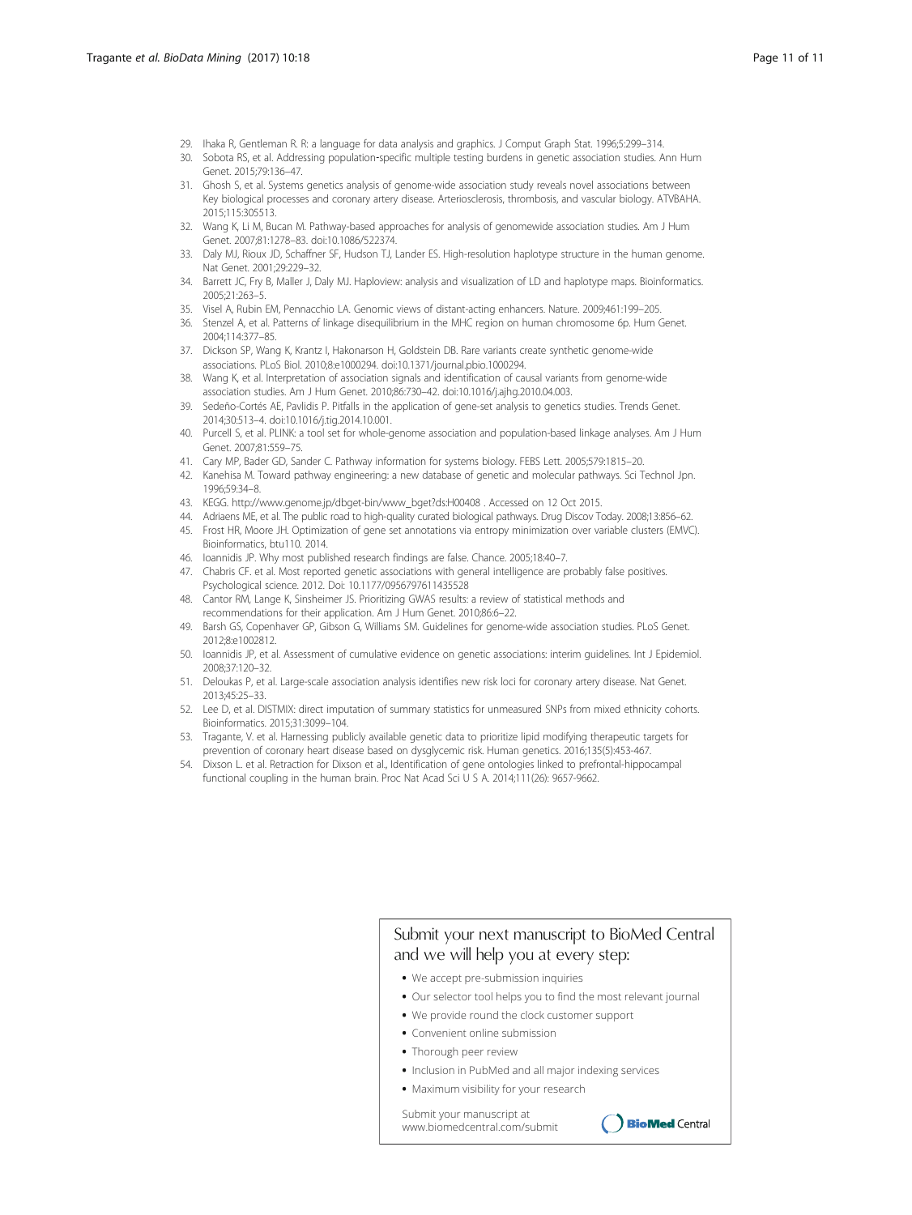29. Ihaka R, Gentleman R. R: a language for data analysis and graphics. J Comput Graph Stat. 1996;5:299–314.
30. Sobota RS, et al. Addressing population-specific multiple testing burdens in genetic association studies. Ann Hum Genet. 2015;79:136–47.
31. Ghosh S, et al. Systems genetics analysis of genome-wide association study reveals novel associations between Key biological processes and coronary artery disease. Arteriosclerosis, thrombosis, and vascular biology. ATVBAHA. 2015;115:305513.
32. Wang K, Li M, Bucan M. Pathway-based approaches for analysis of genomewide association studies. Am J Hum Genet. 2007;81:1278–83. doi:10.1086/522374.
33. Daly MJ, Rioux JD, Schaffner SF, Hudson TJ, Lander ES. High-resolution haplotype structure in the human genome. Nat Genet. 2001;29:229–32.
34. Barrett JC, Fry B, Maller J, Daly MJ. Haploview: analysis and visualization of LD and haplotype maps. Bioinformatics. 2005;21:263–5.
35. Visel A, Rubin EM, Pennacchio LA. Genomic views of distant-acting enhancers. Nature. 2009;461:199–205.
36. Stenzel A, et al. Patterns of linkage disequilibrium in the MHC region on human chromosome 6p. Hum Genet. 2004;114:377–85.
37. Dickson SP, Wang K, Krantz I, Hakonarson H, Goldstein DB. Rare variants create synthetic genome-wide associations. PLoS Biol. 2010;8:e1000294. doi:10.1371/journal.pbio.1000294.
38. Wang K, et al. Interpretation of association signals and identification of causal variants from genome-wide association studies. Am J Hum Genet. 2010;86:730–42. doi:10.1016/j.ajhg.2010.04.003.
39. Sedeño-Cortés AE, Pavlidis P. Pitfalls in the application of gene-set analysis to genetics studies. Trends Genet. 2014;30:513–4. doi:10.1016/j.tig.2014.10.001.
40. Purcell S, et al. PLINK: a tool set for whole-genome association and population-based linkage analyses. Am J Hum Genet. 2007;81:559–75.
41. Cary MP, Bader GD, Sander C. Pathway information for systems biology. FEBS Lett. 2005;579:1815–20.
42. Kanehisa M. Toward pathway engineering: a new database of genetic and molecular pathways. Sci Technol Jpn. 1996;59:34–8.
43. KEGG. http://www.genome.jp/dbget-bin/www_bget?ds:H00408 . Accessed on 12 Oct 2015.
44. Adriaens ME, et al. The public road to high-quality curated biological pathways. Drug Discov Today. 2008;13:856–62.
45. Frost HR, Moore JH. Optimization of gene set annotations via entropy minimization over variable clusters (EMVC). Bioinformatics, btu110. 2014.
46. Ioannidis JP. Why most published research findings are false. Chance. 2005;18:40–7.
47. Chabris CF. et al. Most reported genetic associations with general intelligence are probably false positives. Psychological science. 2012. Doi: 10.1177/0956797611435528
48. Cantor RM, Lange K, Sinsheimer JS. Prioritizing GWAS results: a review of statistical methods and recommendations for their application. Am J Hum Genet. 2010;86:6–22.
49. Barsh GS, Copenhaver GP, Gibson G, Williams SM. Guidelines for genome-wide association studies. PLoS Genet. 2012;8:e1002812.
50. Ioannidis JP, et al. Assessment of cumulative evidence on genetic associations: interim guidelines. Int J Epidemiol. 2008;37:120–32.
51. Deloukas P, et al. Large-scale association analysis identifies new risk loci for coronary artery disease. Nat Genet. 2013;45:25–33.
52. Lee D, et al. DISTMIX: direct imputation of summary statistics for unmeasured SNPs from mixed ethnicity cohorts. Bioinformatics. 2015;31:3099–104.
53. Tragante, V. et al. Harnessing publicly available genetic data to prioritize lipid modifying therapeutic targets for prevention of coronary heart disease based on dysglycemic risk. Human genetics. 2016;135(5):453-467.
54. Dixson L. et al. Retraction for Dixson et al., Identification of gene ontologies linked to prefrontal-hippocampal functional coupling in the human brain. Proc Nat Acad Sci U S A. 2014;111(26): 9657-9662.

Submit your next manuscript to BioMed Central and we will help you at every step:

- We accept pre-submission inquiries
- Our selector tool helps you to find the most relevant journal
- We provide round the clock customer support
- Convenient online submission
- Thorough peer review
- Inclusion in PubMed and all major indexing services
- Maximum visibility for your research

Submit your manuscript at www.biomedcentral.com/submit

BioMed Central